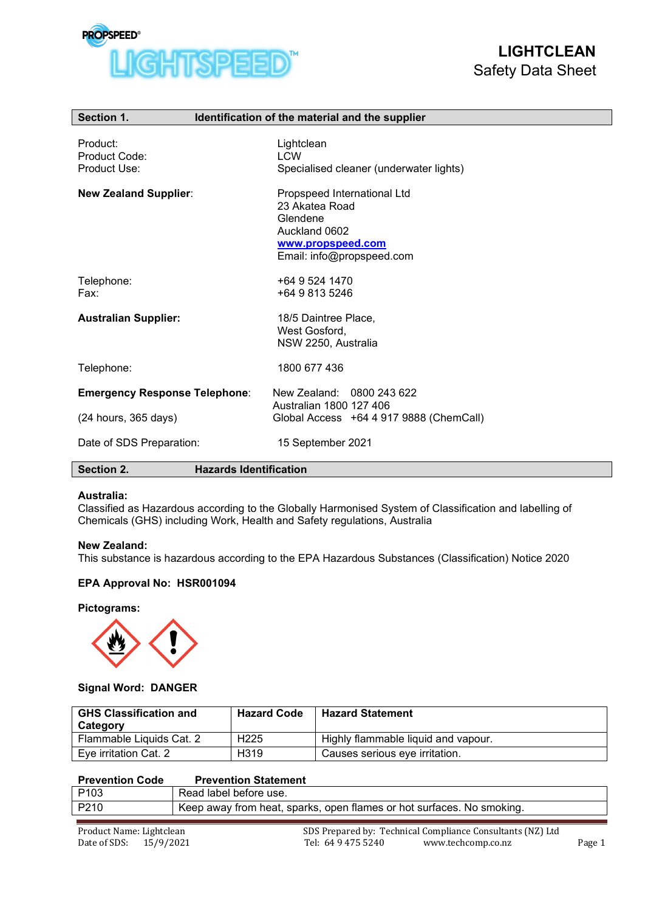# LIGHTCLEAN
## Safety Data Sheet

## Section 1. Identification of the material and the supplier

| | |
|---|---|
| Product: | Lightclean |
| Product Code: | LCW |
| Product Use: | Specialised cleaner (underwater lights) |

**New Zealand Supplier**:
Propspeed International Ltd
23 Akatea Road
Glendene
Auckland 0602
www.propspeed.com
Email: info@propspeed.com

Telephone: +64 9 524 1470
Fax: +64 9 813 5246

**Australian Supplier:**
18/5 Daintree Place,
West Gosford,
NSW 2250, Australia

Telephone: 1800 677 436

**Emergency Response Telephone**: (24 hours, 365 days)
New Zealand: 0800 243 622
Australian 1800 127 406
Global Access +64 4 917 9888 (ChemCall)

Date of SDS Preparation: 15 September 2021

## Section 2. Hazards Identification

**Australia:**
Classified as Hazardous according to the Globally Harmonised System of Classification and labelling of Chemicals (GHS) including Work, Health and Safety regulations, Australia

**New Zealand:**
This substance is hazardous according to the EPA Hazardous Substances (Classification) Notice 2020

**EPA Approval No: HSR001094**

**Pictograms:**

**Signal Word: DANGER**

| GHS Classification and Category | Hazard Code | Hazard Statement |
|---|---|---|
| Flammable Liquids Cat. 2 | H225 | Highly flammable liquid and vapour. |
| Eye irritation Cat. 2 | H319 | Causes serious eye irritation. |

| Prevention Code | Prevention Statement |
|---|---|
| P103 | Read label before use. |
| P210 | Keep away from heat, sparks, open flames or hot surfaces. No smoking. |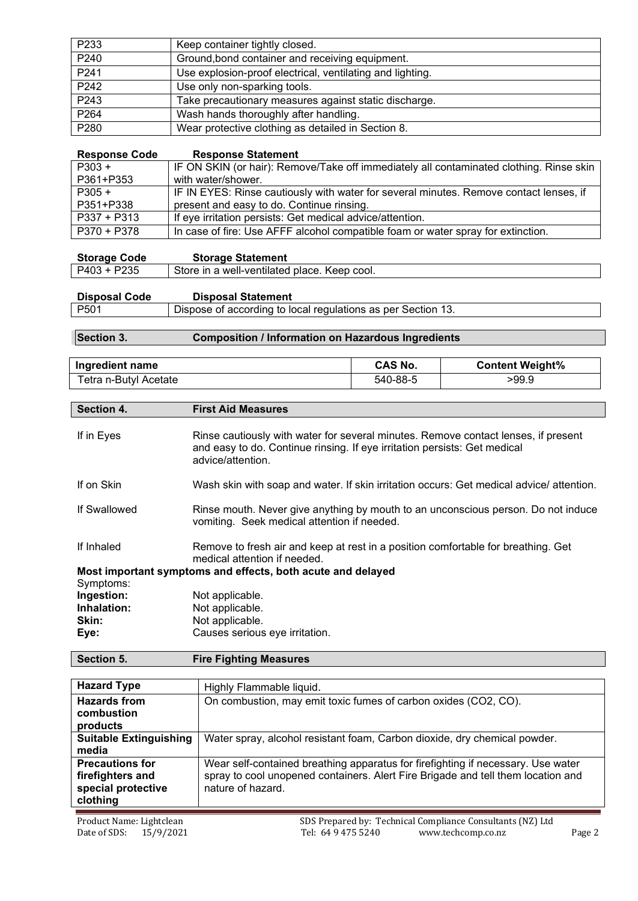| | |
|---|---|
| P233 | Keep container tightly closed. |
| P240 | Ground,bond container and receiving equipment. |
| P241 | Use explosion-proof electrical, ventilating and lighting. |
| P242 | Use only non-sparking tools. |
| P243 | Take precautionary measures against static discharge. |
| P264 | Wash hands thoroughly after handling. |
| P280 | Wear protective clothing as detailed in Section 8. |

| Response Code | Response Statement |
|---|---|
| P303 + P361+P353 | IF ON SKIN (or hair): Remove/Take off immediately all contaminated clothing. Rinse skin with water/shower. |
| P305 + P351+P338 | IF IN EYES: Rinse cautiously with water for several minutes. Remove contact lenses, if present and easy to do. Continue rinsing. |
| P337 + P313 | If eye irritation persists: Get medical advice/attention. |
| P370 + P378 | In case of fire: Use AFFF alcohol compatible foam or water spray for extinction. |

| Storage Code | Storage Statement |
|---|---|
| P403 + P235 | Store in a well-ventilated place. Keep cool. |

| Disposal Code | Disposal Statement |
|---|---|
| P501 | Dispose of according to local regulations as per Section 13. |

## Section 3. Composition / Information on Hazardous Ingredients

| Ingredient name | CAS No. | Content Weight% |
|---|---|---|
| Tetra n-Butyl Acetate | 540-88-5 | >99.9 |

## Section 4. First Aid Measures

**If in Eyes**
Rinse cautiously with water for several minutes. Remove contact lenses, if present and easy to do. Continue rinsing. If eye irritation persists: Get medical advice/attention.

**If on Skin**
Wash skin with soap and water. If skin irritation occurs: Get medical advice/ attention.

**If Swallowed**
Rinse mouth. Never give anything by mouth to an unconscious person. Do not induce vomiting. Seek medical attention if needed.

**If Inhaled**
Remove to fresh air and keep at rest in a position comfortable for breathing. Get medical attention if needed.

**Most important symptoms and effects, both acute and delayed**

Symptoms:

**Ingestion:** Not applicable.
**Inhalation:** Not applicable.
**Skin:** Not applicable.
**Eye:** Causes serious eye irritation.

## Section 5. Fire Fighting Measures

| | |
|---|---|
| **Hazard Type** | Highly Flammable liquid. |
| **Hazards from combustion products** | On combustion, may emit toxic fumes of carbon oxides ($CO_2$, CO). |
| **Suitable Extinguishing media** | Water spray, alcohol resistant foam, Carbon dioxide, dry chemical powder. |
| **Precautions for firefighters and special protective clothing** | Wear self-contained breathing apparatus for firefighting if necessary. Use water spray to cool unopened containers. Alert Fire Brigade and tell them location and nature of hazard. |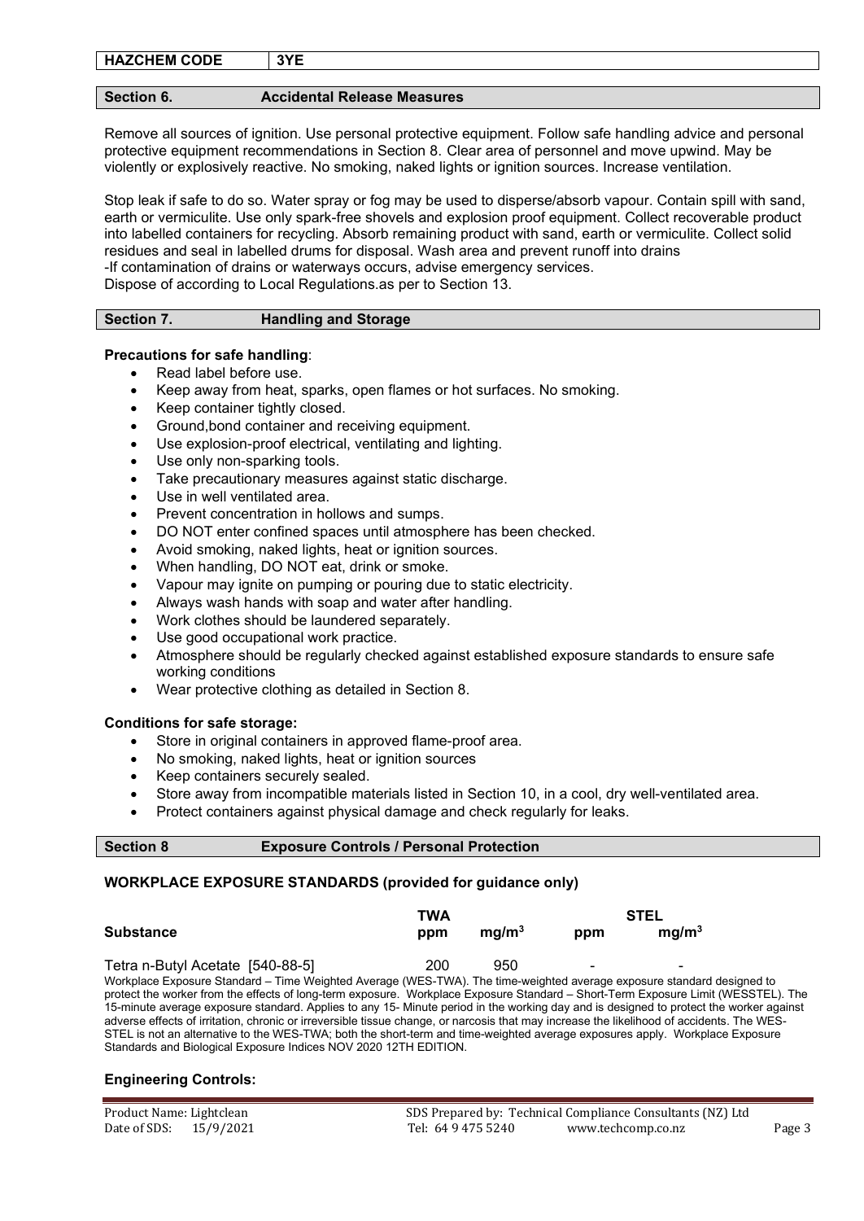| HAZCHEM CODE | 3YE |
|---|---|

## Section 6. Accidental Release Measures

Remove all sources of ignition. Use personal protective equipment. Follow safe handling advice and personal protective equipment recommendations in Section 8. Clear area of personnel and move upwind. May be violently or explosively reactive. No smoking, naked lights or ignition sources. Increase ventilation.

Stop leak if safe to do so. Water spray or fog may be used to disperse/absorb vapour. Contain spill with sand, earth or vermiculite. Use only spark-free shovels and explosion proof equipment. Collect recoverable product into labelled containers for recycling. Absorb remaining product with sand, earth or vermiculite. Collect solid residues and seal in labelled drums for disposal. Wash area and prevent runoff into drains
-If contamination of drains or waterways occurs, advise emergency services.
Dispose of according to Local Regulations.as per to Section 13.

## Section 7. Handling and Storage

**Precautions for safe handling**:

- Read label before use.
- Keep away from heat, sparks, open flames or hot surfaces. No smoking.
- Keep container tightly closed.
- Ground,bond container and receiving equipment.
- Use explosion-proof electrical, ventilating and lighting.
- Use only non-sparking tools.
- Take precautionary measures against static discharge.
- Use in well ventilated area.
- Prevent concentration in hollows and sumps.
- DO NOT enter confined spaces until atmosphere has been checked.
- Avoid smoking, naked lights, heat or ignition sources.
- When handling, DO NOT eat, drink or smoke.
- Vapour may ignite on pumping or pouring due to static electricity.
- Always wash hands with soap and water after handling.
- Work clothes should be laundered separately.
- Use good occupational work practice.
- Atmosphere should be regularly checked against established exposure standards to ensure safe working conditions
- Wear protective clothing as detailed in Section 8.

**Conditions for safe storage:**

- Store in original containers in approved flame-proof area.
- No smoking, naked lights, heat or ignition sources
- Keep containers securely sealed.
- Store away from incompatible materials listed in Section 10, in a cool, dry well-ventilated area.
- Protect containers against physical damage and check regularly for leaks.

## Section 8 Exposure Controls / Personal Protection

**WORKPLACE EXPOSURE STANDARDS (provided for guidance only)**

| Substance | TWA ppm | TWA $mg/m^3$ | STEL ppm | STEL $mg/m^3$ |
|---|---|---|---|---|
| Tetra n-Butyl Acetate [540-88-5] | 200 | 950 | - | - |

Workplace Exposure Standard – Time Weighted Average (WES-TWA). The time-weighted average exposure standard designed to protect the worker from the effects of long-term exposure. Workplace Exposure Standard – Short-Term Exposure Limit (WESSTEL). The 15-minute average exposure standard. Applies to any 15- Minute period in the working day and is designed to protect the worker against adverse effects of irritation, chronic or irreversible tissue change, or narcosis that may increase the likelihood of accidents. The WES-STEL is not an alternative to the WES-TWA; both the short-term and time-weighted average exposures apply. Workplace Exposure Standards and Biological Exposure Indices NOV 2020 12TH EDITION.

**Engineering Controls:**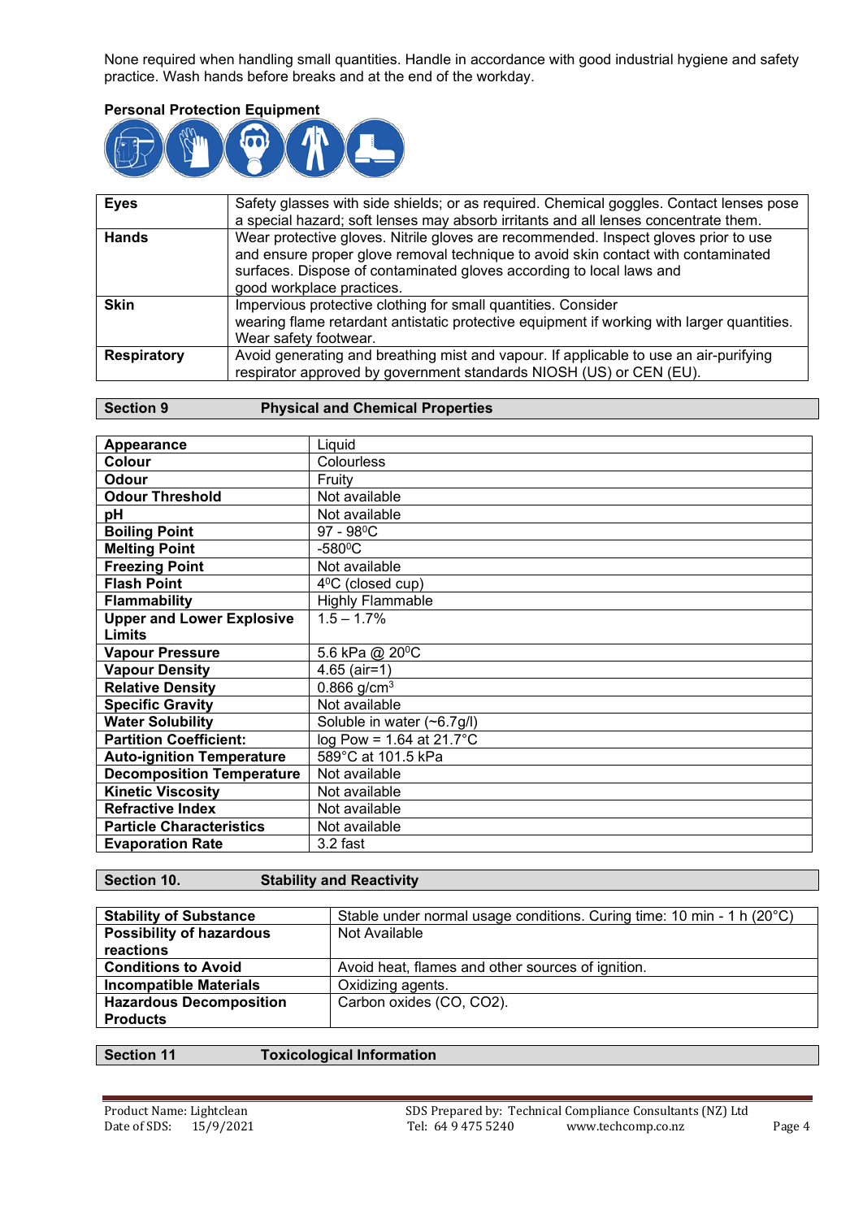None required when handling small quantities. Handle in accordance with good industrial hygiene and safety practice. Wash hands before breaks and at the end of the workday.

**Personal Protection Equipment**

| | |
|---|---|
| **Eyes** | Safety glasses with side shields; or as required. Chemical goggles. Contact lenses pose a special hazard; soft lenses may absorb irritants and all lenses concentrate them. |
| **Hands** | Wear protective gloves. Nitrile gloves are recommended. Inspect gloves prior to use and ensure proper glove removal technique to avoid skin contact with contaminated surfaces. Dispose of contaminated gloves according to local laws and good workplace practices. |
| **Skin** | Impervious protective clothing for small quantities. Consider wearing flame retardant antistatic protective equipment if working with larger quantities. Wear safety footwear. |
| **Respiratory** | Avoid generating and breathing mist and vapour. If applicable to use an air-purifying respirator approved by government standards NIOSH (US) or CEN (EU). |

## Section 9 Physical and Chemical Properties

| | |
|---|---|
| **Appearance** | Liquid |
| **Colour** | Colourless |
| **Odour** | Fruity |
| **Odour Threshold** | Not available |
| **pH** | Not available |
| **Boiling Point** | 97 - 98⁰C |
| **Melting Point** | -580⁰C |
| **Freezing Point** | Not available |
| **Flash Point** | 4⁰C (closed cup) |
| **Flammability** | Highly Flammable |
| **Upper and Lower Explosive Limits** | 1.5 – 1.7% |
| **Vapour Pressure** | 5.6 kPa @ 20⁰C |
| **Vapour Density** | 4.65 (air=1) |
| **Relative Density** | 0.866 g/cm$^3$ |
| **Specific Gravity** | Not available |
| **Water Solubility** | Soluble in water (~6.7g/l) |
| **Partition Coefficient:** | log Pow = 1.64 at 21.7°C |
| **Auto-ignition Temperature** | 589°C at 101.5 kPa |
| **Decomposition Temperature** | Not available |
| **Kinetic Viscosity** | Not available |
| **Refractive Index** | Not available |
| **Particle Characteristics** | Not available |
| **Evaporation Rate** | 3.2 fast |

## Section 10. Stability and Reactivity

| | |
|---|---|
| **Stability of Substance** | Stable under normal usage conditions. Curing time: 10 min - 1 h (20°C) |
| **Possibility of hazardous reactions** | Not Available |
| **Conditions to Avoid** | Avoid heat, flames and other sources of ignition. |
| **Incompatible Materials** | Oxidizing agents. |
| **Hazardous Decomposition Products** | Carbon oxides (CO, $CO_2$). |

## Section 11 Toxicological Information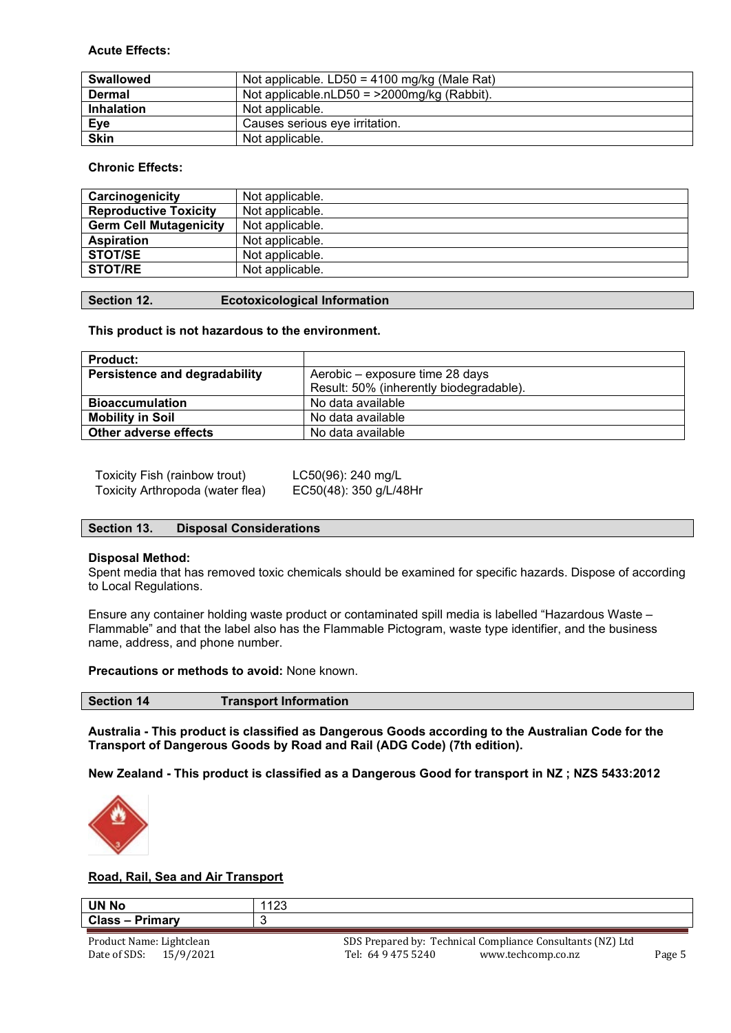**Acute Effects:**

| Swallowed | Not applicable. LD50 = 4100 mg/kg (Male Rat) |
|---|---|
| Dermal | Not applicable.nLD50 = >2000mg/kg (Rabbit). |
| Inhalation | Not applicable. |
| Eye | Causes serious eye irritation. |
| Skin | Not applicable. |

**Chronic Effects:**

| Carcinogenicity | Not applicable. |
|---|---|
| Reproductive Toxicity | Not applicable. |
| Germ Cell Mutagenicity | Not applicable. |
| Aspiration | Not applicable. |
| STOT/SE | Not applicable. |
| STOT/RE | Not applicable. |

## Section 12. Ecotoxicological Information

**This product is not hazardous to the environment.**

| Product: | |
|---|---|
| Persistence and degradability | Aerobic – exposure time 28 days Result: 50% (inherently biodegradable). |
| Bioaccumulation | No data available |
| Mobility in Soil | No data available |
| Other adverse effects | No data available |

Toxicity Fish (rainbow trout) LC50(96): 240 mg/L
Toxicity Arthropoda (water flea) EC50(48): 350 g/L/48Hr

## Section 13. Disposal Considerations

**Disposal Method:**
Spent media that has removed toxic chemicals should be examined for specific hazards. Dispose of according to Local Regulations.

Ensure any container holding waste product or contaminated spill media is labelled "Hazardous Waste – Flammable" and that the label also has the Flammable Pictogram, waste type identifier, and the business name, address, and phone number.

**Precautions or methods to avoid:** None known.

## Section 14 Transport Information

**Australia - This product is classified as Dangerous Goods according to the Australian Code for the Transport of Dangerous Goods by Road and Rail (ADG Code) (7th edition).**

**New Zealand - This product is classified as a Dangerous Good for transport in NZ ; NZS 5433:2012**

**Road, Rail, Sea and Air Transport**

| UN No | 1123 |
|---|---|
| Class – Primary | 3 |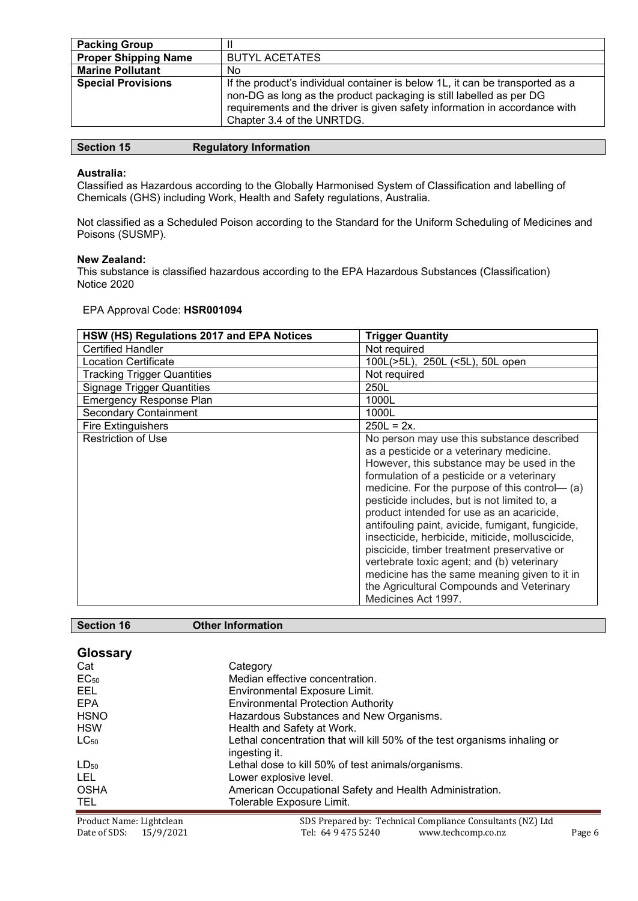| Packing Group | II |
| --- | --- |
| Proper Shipping Name | BUTYL ACETATES |
| Marine Pollutant | No |
| Special Provisions | If the product's individual container is below 1L, it can be transported as a non-DG as long as the product packaging is still labelled as per DG requirements and the driver is given safety information in accordance with Chapter 3.4 of the UNRTDG. |

## Section 15 Regulatory Information

**Australia:**
Classified as Hazardous according to the Globally Harmonised System of Classification and labelling of Chemicals (GHS) including Work, Health and Safety regulations, Australia.

Not classified as a Scheduled Poison according to the Standard for the Uniform Scheduling of Medicines and Poisons (SUSMP).

**New Zealand:**
This substance is classified hazardous according to the EPA Hazardous Substances (Classification) Notice 2020

EPA Approval Code: **HSR001094**

| HSW (HS) Regulations 2017 and EPA Notices | Trigger Quantity |
| --- | --- |
| Certified Handler | Not required |
| Location Certificate | 100L(>5L), 250L (<5L), 50L open |
| Tracking Trigger Quantities | Not required |
| Signage Trigger Quantities | 250L |
| Emergency Response Plan | 1000L |
| Secondary Containment | 1000L |
| Fire Extinguishers | 250L = 2x. |
| Restriction of Use | No person may use this substance described as a pesticide or a veterinary medicine. However, this substance may be used in the formulation of a pesticide or a veterinary medicine. For the purpose of this control— (a) pesticide includes, but is not limited to, a product intended for use as an acaricide, antifouling paint, avicide, fumigant, fungicide, insecticide, herbicide, miticide, molluscicide, piscicide, timber treatment preservative or vertebrate toxic agent; and (b) veterinary medicine has the same meaning given to it in the Agricultural Compounds and Veterinary Medicines Act 1997. |

## Section 16 Other Information

### Glossary

| | |
| --- | --- |
| Cat | Category |
| $EC_{50}$ | Median effective concentration. |
| EEL | Environmental Exposure Limit. |
| EPA | Environmental Protection Authority |
| HSNO | Hazardous Substances and New Organisms. |
| HSW | Health and Safety at Work. |
| $LC_{50}$ | Lethal concentration that will kill 50% of the test organisms inhaling or ingesting it. |
| $LD_{50}$ | Lethal dose to kill 50% of test animals/organisms. |
| LEL | Lower explosive level. |
| OSHA | American Occupational Safety and Health Administration. |
| TEL | Tolerable Exposure Limit. |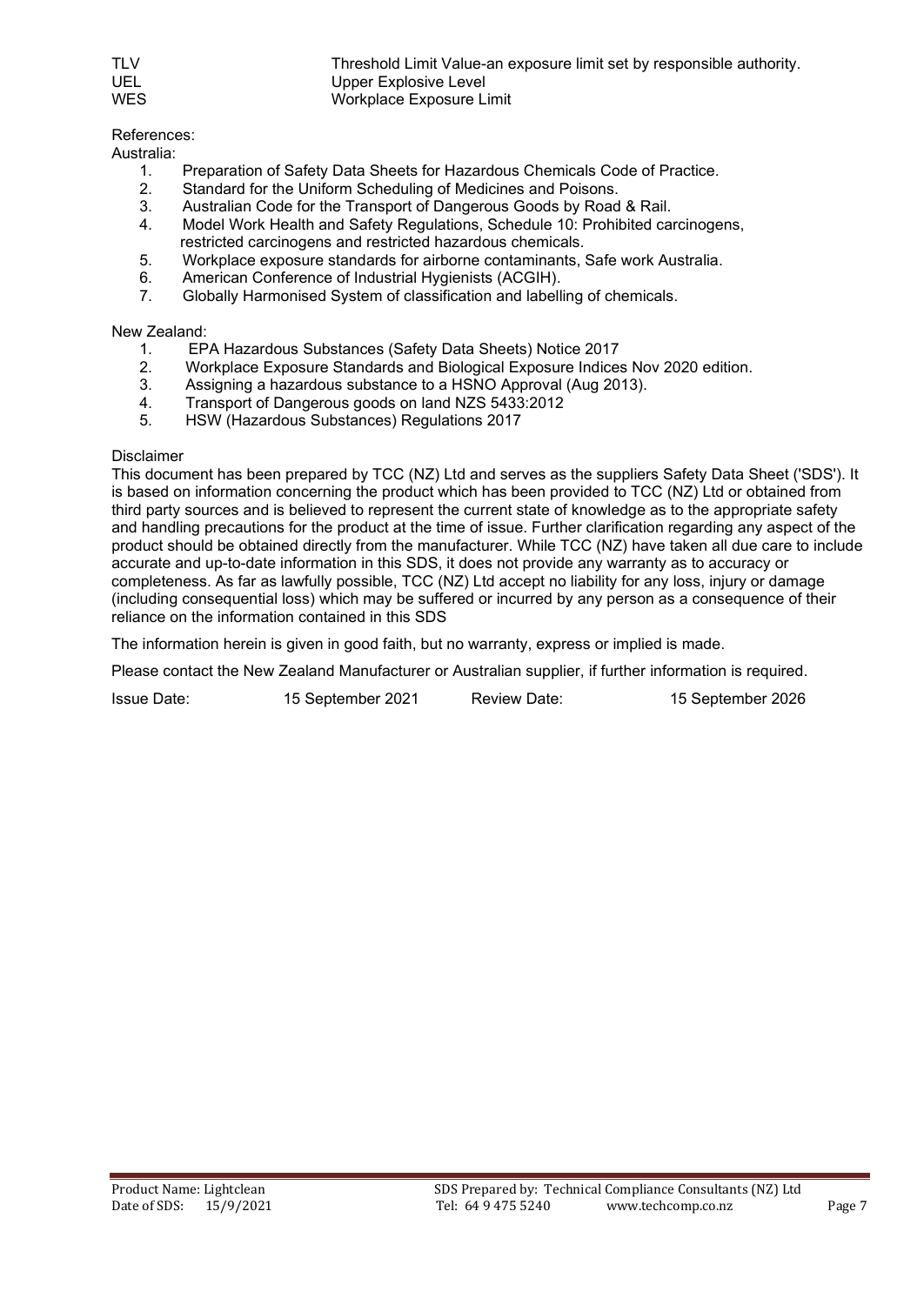| | |
|---|---|
| TLV | Threshold Limit Value-an exposure limit set by responsible authority. |
| UEL | Upper Explosive Level |
| WES | Workplace Exposure Limit |

References:

Australia:

1. Preparation of Safety Data Sheets for Hazardous Chemicals Code of Practice.
2. Standard for the Uniform Scheduling of Medicines and Poisons.
3. Australian Code for the Transport of Dangerous Goods by Road & Rail.
4. Model Work Health and Safety Regulations, Schedule 10: Prohibited carcinogens, restricted carcinogens and restricted hazardous chemicals.
5. Workplace exposure standards for airborne contaminants, Safe work Australia.
6. American Conference of Industrial Hygienists (ACGIH).
7. Globally Harmonised System of classification and labelling of chemicals.

New Zealand:

1. EPA Hazardous Substances (Safety Data Sheets) Notice 2017
2. Workplace Exposure Standards and Biological Exposure Indices Nov 2020 edition.
3. Assigning a hazardous substance to a HSNO Approval (Aug 2013).
4. Transport of Dangerous goods on land NZS 5433:2012
5. HSW (Hazardous Substances) Regulations 2017

Disclaimer

This document has been prepared by TCC (NZ) Ltd and serves as the suppliers Safety Data Sheet ('SDS'). It is based on information concerning the product which has been provided to TCC (NZ) Ltd or obtained from third party sources and is believed to represent the current state of knowledge as to the appropriate safety and handling precautions for the product at the time of issue. Further clarification regarding any aspect of the product should be obtained directly from the manufacturer. While TCC (NZ) have taken all due care to include accurate and up-to-date information in this SDS, it does not provide any warranty as to accuracy or completeness. As far as lawfully possible, TCC (NZ) Ltd accept no liability for any loss, injury or damage (including consequential loss) which may be suffered or incurred by any person as a consequence of their reliance on the information contained in this SDS

The information herein is given in good faith, but no warranty, express or implied is made.

Please contact the New Zealand Manufacturer or Australian supplier, if further information is required.

Issue Date: 15 September 2021 Review Date: 15 September 2026